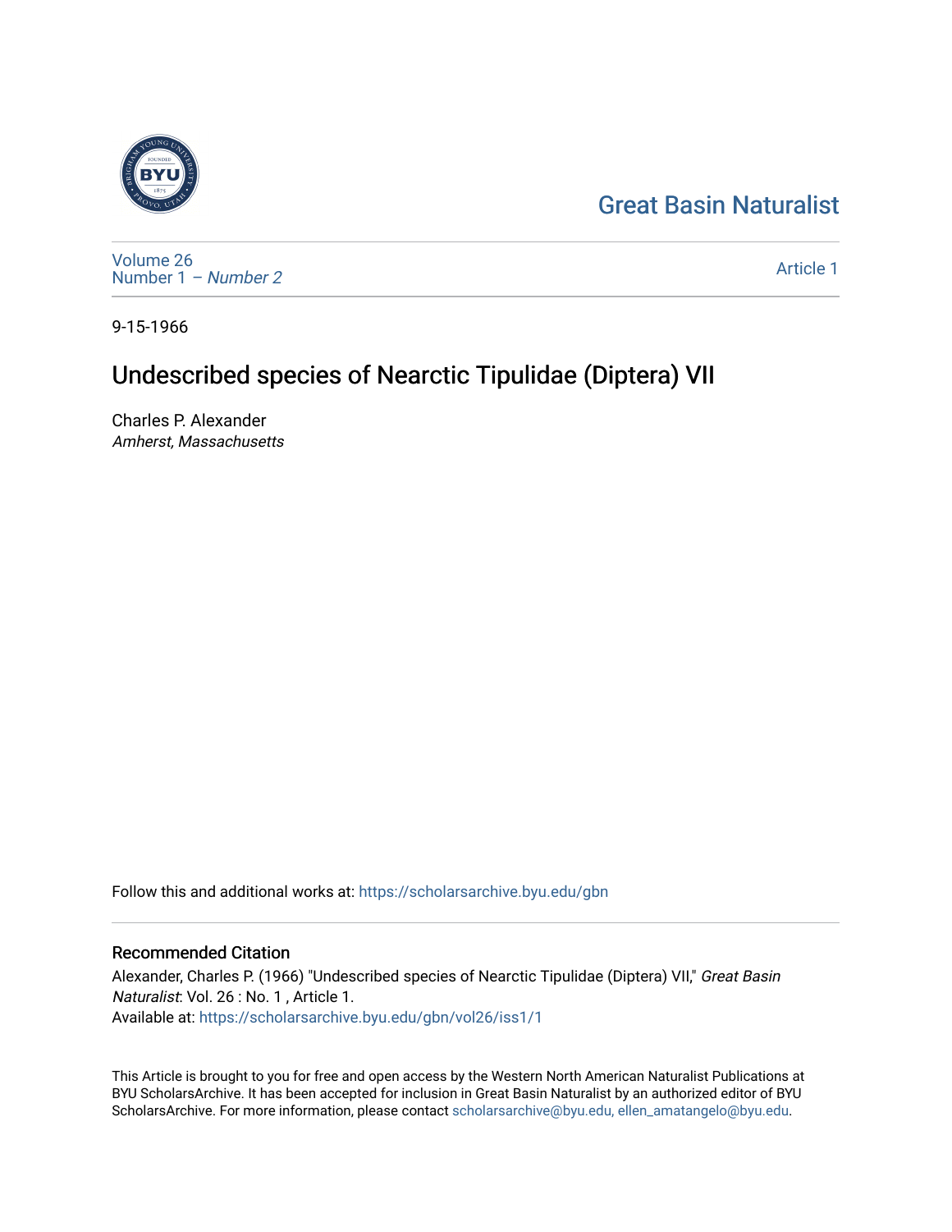Great Basin Naturalist

Volume 26
Number 1 – *Number 2*

Article 1

9-15-1966

# Undescribed species of Nearctic Tipulidae (Diptera) VII

Charles P. Alexander
*Amherst, Massachusetts*

Follow this and additional works at: https://scholarsarchive.byu.edu/gbn

## Recommended Citation

Alexander, Charles P. (1966) "Undescribed species of Nearctic Tipulidae (Diptera) VII," *Great Basin Naturalist*: Vol. 26 : No. 1 , Article 1.
Available at: https://scholarsarchive.byu.edu/gbn/vol26/iss1/1

This Article is brought to you for free and open access by the Western North American Naturalist Publications at BYU ScholarsArchive. It has been accepted for inclusion in Great Basin Naturalist by an authorized editor of BYU ScholarsArchive. For more information, please contact scholarsarchive@byu.edu, ellen_amatangelo@byu.edu.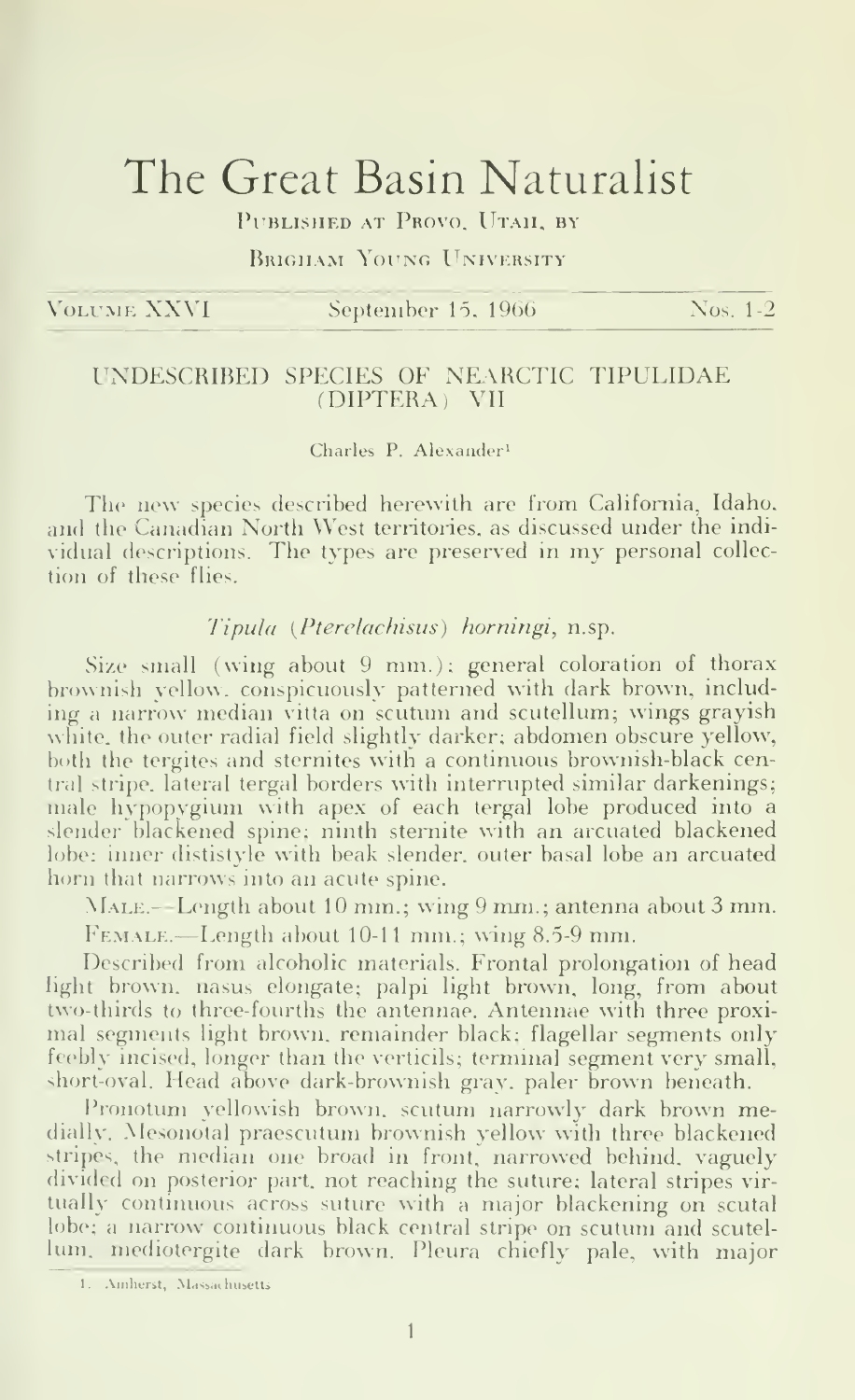# The Great Basin Naturalist

Published at Provo, Utah, by

Brigham Young University

Volume XXVI — September 15, 1966 — Nos. 1-2

## UNDESCRIBED SPECIES OF NEARCTIC TIPULIDAE (DIPTERA) VII

Charles P. Alexander[1]

The new species described herewith are from California, Idaho, and the Canadian North West territories, as discussed under the individual descriptions. The types are preserved in my personal collection of these flies.

### *Tipula* (*Pterelachisus*) *horningi*, n.sp.

Size small (wing about 9 mm.); general coloration of thorax brownish yellow, conspicuously patterned with dark brown, including a narrow median vitta on scutum and scutellum; wings grayish white, the outer radial field slightly darker; abdomen obscure yellow, both the tergites and sternites with a continuous brownish-black central stripe, lateral tergal borders with interrupted similar darkenings; male hypopygium with apex of each tergal lobe produced into a slender blackened spine; ninth sternite with an arcuated blackened lobe; inner dististyle with beak slender, outer basal lobe an arcuated horn that narrows into an acute spine.

Male.—Length about 10 mm.; wing 9 mm.; antenna about 3 mm.

Female.—Length about 10-11 mm.; wing 8.5-9 mm.

Described from alcoholic materials. Frontal prolongation of head light brown, nasus elongate; palpi light brown, long, from about two-thirds to three-fourths the antennae. Antennae with three proximal segments light brown, remainder black; flagellar segments only feebly incised, longer than the verticils; terminal segment very small, short-oval. Head above dark-brownish gray, paler brown beneath.

Pronotum yellowish brown, scutum narrowly dark brown medially. Mesonotal praescutum brownish yellow with three blackened stripes, the median one broad in front, narrowed behind, vaguely divided on posterior part, not reaching the suture; lateral stripes virtually continuous across suture with a major blackening on scutal lobe; a narrow continuous black central stripe on scutum and scutellum, mediotergite dark brown. Pleura chiefly pale, with major

1. Amherst, Massachusetts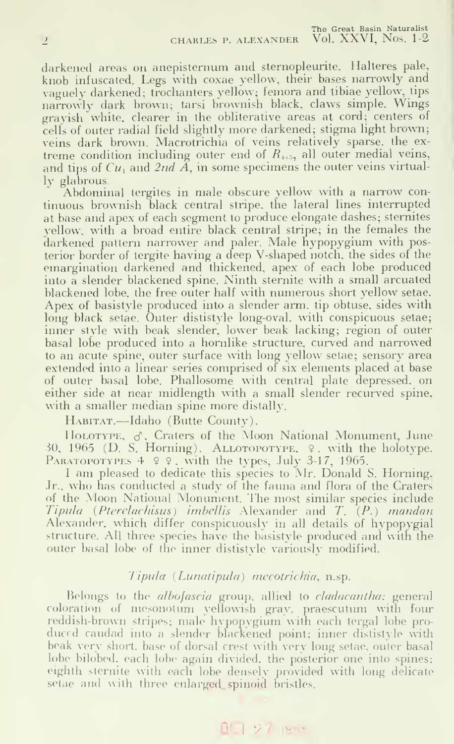darkened areas on anepisternum and sternopleurite. Halteres pale, knob infuscated. Legs with coxae yellow, their bases narrowly and vaguely darkened; trochanters yellow; femora and tibiae yellow, tips narrowly dark brown; tarsi brownish black, claws simple. Wings grayish white, clearer in the obliterative areas at cord; centers of cells of outer radial field slightly more darkened; stigma light brown; veins dark brown. Macrotrichia of veins relatively sparse, the extreme condition including outer end of $R_{4+5}$, all outer medial veins, and tips of $Cu_1$ and *2nd A*, in some specimens the outer veins virtually glabrous.

Abdominal tergites in male obscure yellow with a narrow continuous brownish black central stripe, the lateral lines interrupted at base and apex of each segment to produce elongate dashes; sternites yellow, with a broad entire black central stripe; in the females the darkened pattern narrower and paler. Male hypopygium with posterior border of tergite having a deep V-shaped notch, the sides of the emargination darkened and thickened, apex of each lobe produced into a slender blackened spine. Ninth sternite with a small arcuated blackened lobe, the free outer half with numerous short yellow setae. Apex of basistyle produced into a slender arm, tip obtuse, sides with long black setae. Outer dististyle long-oval, with conspicuous setae; inner style with beak slender, lower beak lacking; region of outer basal lobe produced into a hornlike structure, curved and narrowed to an acute spine, outer surface with long yellow setae; sensory area extended into a linear series comprised of six elements placed at base of outer basal lobe. Phallosome with central plate depressed, on either side at near midlength with a small slender recurved spine, with a smaller median spine more distally.

Habitat.—Idaho (Butte County).

Holotype, ♂, Craters of the Moon National Monument, June 30, 1965 (D. S. Horning). Allotopotype, ♀, with the holotype. Paratopotypes 4 ♀♀, with the types, July 3-17, 1965.

I am pleased to dedicate this species to Mr. Donald S. Horning, Jr., who has conducted a study of the fauna and flora of the Craters of the Moon National Monument. The most similar species include *Tipula* (*Pterelachisus*) *imbellis* Alexander and *T.* (*P.*) *mandan* Alexander, which differ conspicuously in all details of hypopygial structure. All three species have the basistyle produced and with the outer basal lobe of the inner dististyle variously modified.

### *Tipula* (*Lunatipula*) *mecotrichia*, n.sp.

Belongs to the *albofascia* group, allied to *cladacantha*: general coloration of mesonotum yellowish gray, praescutum with four reddish-brown stripes; male hypopygium with each tergal lobe produced caudad into a slender blackened point; inner dististyle with beak very short, base of dorsal crest with very long setae, outer basal lobe bilobed, each lobe again divided, the posterior one into spines; eighth sternite with each lobe densely provided with long delicate setae and with three enlarged spinoid bristles.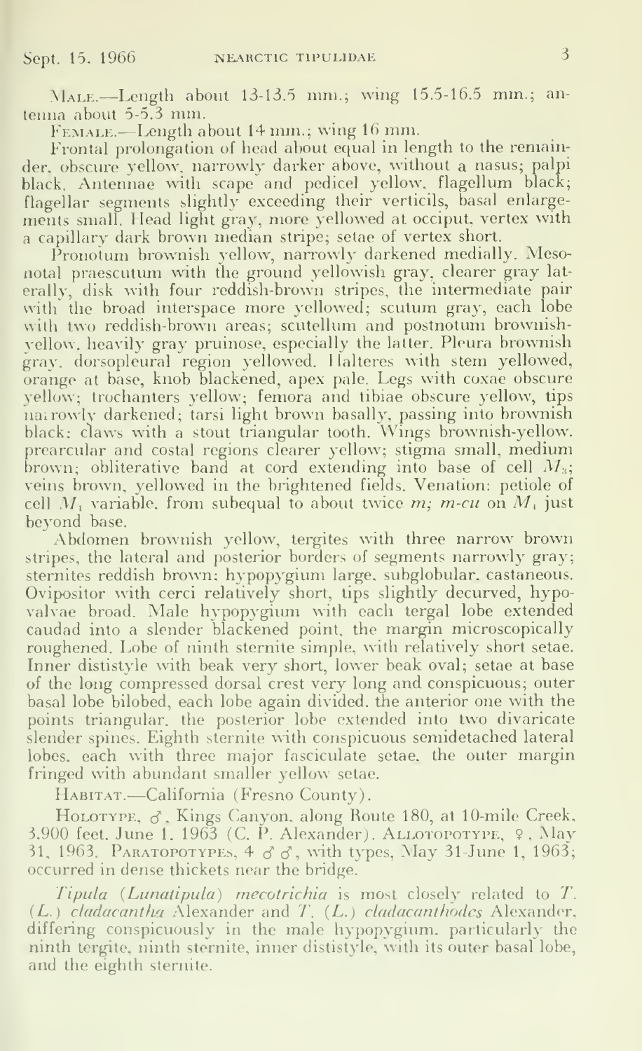Male.—Length about 13-13.5 mm.; wing 15.5-16.5 mm.; antenna about 5-5.3 mm.

Female.—Length about 14 mm.; wing 16 mm.

Frontal prolongation of head about equal in length to the remainder, obscure yellow, narrowly darker above, without a nasus; palpi black. Antennae with scape and pedicel yellow, flagellum black; flagellar segments slightly exceeding their verticils, basal enlargements small. Head light gray, more yellowed at occiput, vertex with a capillary dark brown median stripe; setae of vertex short.

Pronotum brownish yellow, narrowly darkened medially. Mesonotal praescutum with the ground yellowish gray, clearer gray laterally, disk with four reddish-brown stripes, the intermediate pair with the broad interspace more yellowed; scutum gray, each lobe with two reddish-brown areas; scutellum and postnotum brownish-yellow, heavily gray pruinose, especially the latter. Pleura brownish gray, dorsopleural region yellowed. Halteres with stem yellowed, orange at base, knob blackened, apex pale. Legs with coxae obscure yellow; trochanters yellow; femora and tibiae obscure yellow, tips narrowly darkened; tarsi light brown basally, passing into brownish black; claws with a stout triangular tooth. Wings brownish-yellow, prearcular and costal regions clearer yellow; stigma small, medium brown; obliterative band at cord extending into base of cell $M_3$; veins brown, yellowed in the brightened fields. Venation: petiole of cell $M_1$ variable, from subequal to about twice *m*; *m-cu* on $M_4$ just beyond base.

Abdomen brownish yellow, tergites with three narrow brown stripes, the lateral and posterior borders of segments narrowly gray; sternites reddish brown; hypopygium large, subglobular, castaneous. Ovipositor with cerci relatively short, tips slightly decurved, hypovalvae broad. Male hypopygium with each tergal lobe extended caudad into a slender blackened point, the margin microscopically roughened. Lobe of ninth sternite simple, with relatively short setae. Inner dististyle with beak very short, lower beak oval; setae at base of the long compressed dorsal crest very long and conspicuous; outer basal lobe bilobed, each lobe again divided, the anterior one with the points triangular, the posterior lobe extended into two divaricate slender spines. Eighth sternite with conspicuous semidetached lateral lobes, each with three major fasciculate setae, the outer margin fringed with abundant smaller yellow setae.

Habitat.—California (Fresno County).

Holotype, ♂, Kings Canyon, along Route 180, at 10-mile Creek, 3,900 feet, June 1, 1963 (C. P. Alexander). Allotopotype, ♀, May 31, 1963. Paratopotypes, 4 ♂♂, with types, May 31-June 1, 1963; occurred in dense thickets near the bridge.

*Tipula* (*Lunatipula*) *mecotrichia* is most closely related to *T.* (*L.*) *cladacantha* Alexander and *T.* (*L.*) *cladacanthodes* Alexander, differing conspicuously in the male hypopygium, particularly the ninth tergite, ninth sternite, inner dististyle, with its outer basal lobe, and the eighth sternite.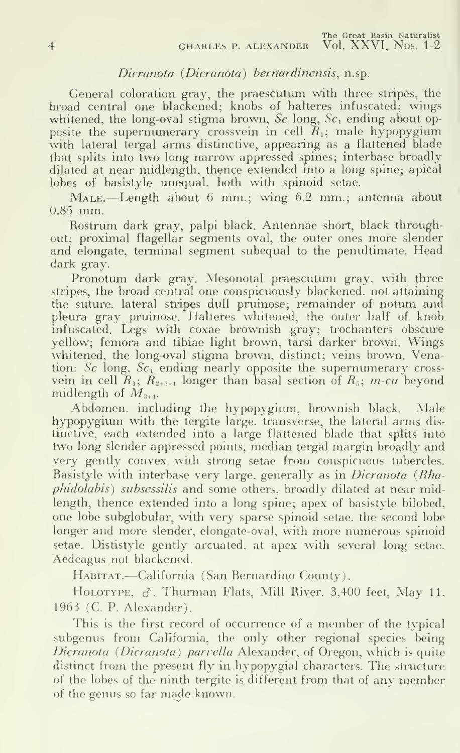### *Dicranota* (*Dicranota*) *bernardinensis*, n.sp.

General coloration gray, the praescutum with three stripes, the broad central one blackened; knobs of halteres infuscated; wings whitened, the long-oval stigma brown, *Sc* long, $Sc_1$ ending about opposite the supernumerary crossvein in cell $R_1$; male hypopygium with lateral tergal arms distinctive, appearing as a flattened blade that splits into two long narrow appressed spines; interbase broadly dilated at near midlength, thence extended into a long spine; apical lobes of basistyle unequal, both with spinoid setae.

MALE.—Length about 6 mm.; wing 6.2 mm.; antenna about 0.85 mm.

Rostrum dark gray, palpi black. Antennae short, black throughout; proximal flagellar segments oval, the outer ones more slender and elongate, terminal segment subequal to the penultimate. Head dark gray.

Pronotum dark gray. Mesonotal praescutum gray, with three stripes, the broad central one conspicuously blackened, not attaining the suture, lateral stripes dull pruinose; remainder of notum and pleura gray pruinose. Halteres whitened, the outer half of knob infuscated. Legs with coxae brownish gray; trochanters obscure yellow; femora and tibiae light brown, tarsi darker brown. Wings whitened, the long-oval stigma brown, distinct; veins brown. Venation: *Sc* long, $Sc_1$ ending nearly opposite the supernumerary crossvein in cell $R_1$; $R_{2+3+4}$ longer than basal section of $R_5$; *m-cu* beyond midlength of $M_{3+4}$.

Abdomen, including the hypopygium, brownish black. Male hypopygium with the tergite large, transverse, the lateral arms distinctive, each extended into a large flattened blade that splits into two long slender appressed points, median tergal margin broadly and very gently convex with strong setae from conspicuous tubercles. Basistyle with interbase very large, generally as in *Dicranota* (*Rhaphidolabis*) *subsessilis* and some others, broadly dilated at near midlength, thence extended into a long spine; apex of basistyle bilobed, one lobe subglobular, with very sparse spinoid setae, the second lobe longer and more slender, elongate-oval, with more numerous spinoid setae. Dististyle gently arcuated, at apex with several long setae. Aedeagus not blackened.

HABITAT.—California (San Bernardino County).

HOLOTYPE, ♂. Thurman Flats, Mill River, 3,400 feet, May 11, 1963 (C. P. Alexander).

This is the first record of occurrence of a member of the typical subgenus from California, the only other regional species being *Dicranota* (*Dicranota*) *parvella* Alexander, of Oregon, which is quite distinct from the present fly in hypopygial characters. The structure of the lobes of the ninth tergite is different from that of any member of the genus so far made known.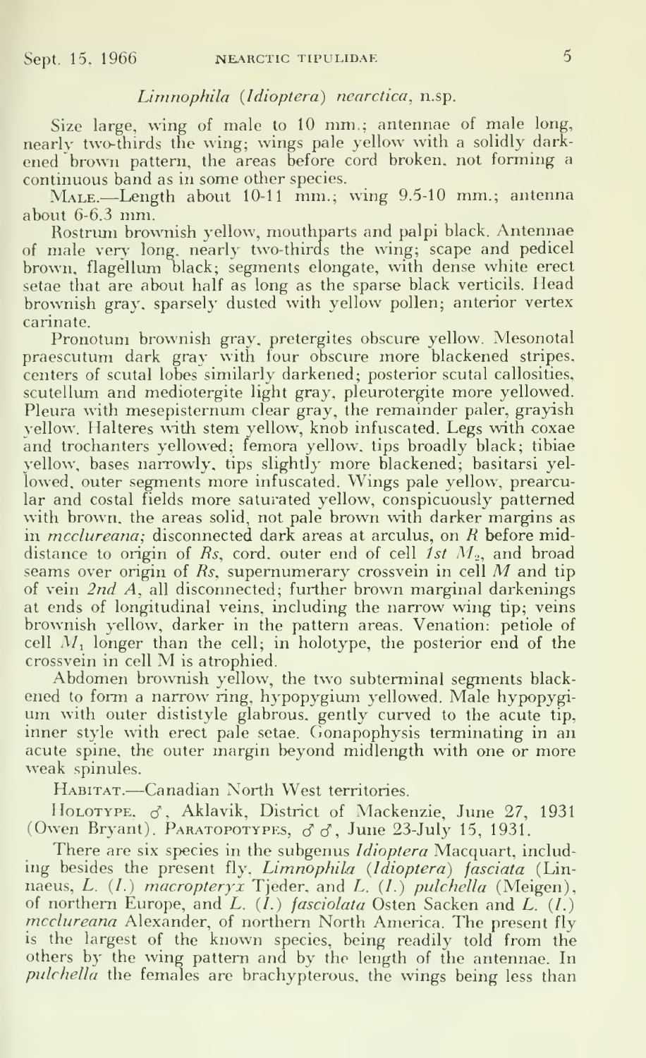### *Limnophila* (*Idioptera*) *nearctica*, n.sp.

Size large, wing of male to 10 mm.; antennae of male long, nearly two-thirds the wing; wings pale yellow with a solidly darkened brown pattern, the areas before cord broken, not forming a continuous band as in some other species.

MALE.—Length about 10-11 mm.; wing 9.5-10 mm.; antenna about 6-6.3 mm.

Rostrum brownish yellow, mouthparts and palpi black. Antennae of male very long, nearly two-thirds the wing; scape and pedicel brown, flagellum black; segments elongate, with dense white erect setae that are about half as long as the sparse black verticils. Head brownish gray, sparsely dusted with yellow pollen; anterior vertex carinate.

Pronotum brownish gray, pretergites obscure yellow. Mesonotal praescutum dark gray with four obscure more blackened stripes, centers of scutal lobes similarly darkened; posterior scutal callosities, scutellum and mediotergite light gray, pleurotergite more yellowed. Pleura with mesepisternum clear gray, the remainder paler, grayish yellow. Halteres with stem yellow, knob infuscated. Legs with coxae and trochanters yellowed; femora yellow, tips broadly black; tibiae yellow, bases narrowly, tips slightly more blackened; basitarsi yellowed, outer segments more infuscated. Wings pale yellow, prearcular and costal fields more saturated yellow, conspicuously patterned with brown, the areas solid, not pale brown with darker margins as in *mcclureana;* disconnected dark areas at arculus, on *R* before middistance to origin of *Rs*, cord, outer end of cell *1st* $M_2$, and broad seams over origin of *Rs*, supernumerary crossvein in cell *M* and tip of vein *2nd A*, all disconnected; further brown marginal darkenings at ends of longitudinal veins, including the narrow wing tip; veins brownish yellow, darker in the pattern areas. Venation: petiole of cell $M_1$ longer than the cell; in holotype, the posterior end of the crossvein in cell M is atrophied.

Abdomen brownish yellow, the two subterminal segments blackened to form a narrow ring, hypopygium yellowed. Male hypopygium with outer dististyle glabrous, gently curved to the acute tip, inner style with erect pale setae. Gonapophysis terminating in an acute spine, the outer margin beyond midlength with one or more weak spinules.

HABITAT.—Canadian North West territories.

HOLOTYPE, ♂, Aklavik, District of Mackenzie, June 27, 1931 (Owen Bryant). PARATOPOTYPES, ♂♂, June 23-July 15, 1931.

There are six species in the subgenus *Idioptera* Macquart, including besides the present fly, *Limnophila* (*Idioptera*) *fasciata* (Linnaeus, *L.* (*I.*) *macropteryx* Tjeder, and *L.* (*I.*) *pulchella* (Meigen), of northern Europe, and *L.* (*I.*) *fasciolata* Osten Sacken and *L.* (*I.*) *mcclureana* Alexander, of northern North America. The present fly is the largest of the known species, being readily told from the others by the wing pattern and by the length of the antennae. In *pulchella* the females are brachypterous, the wings being less than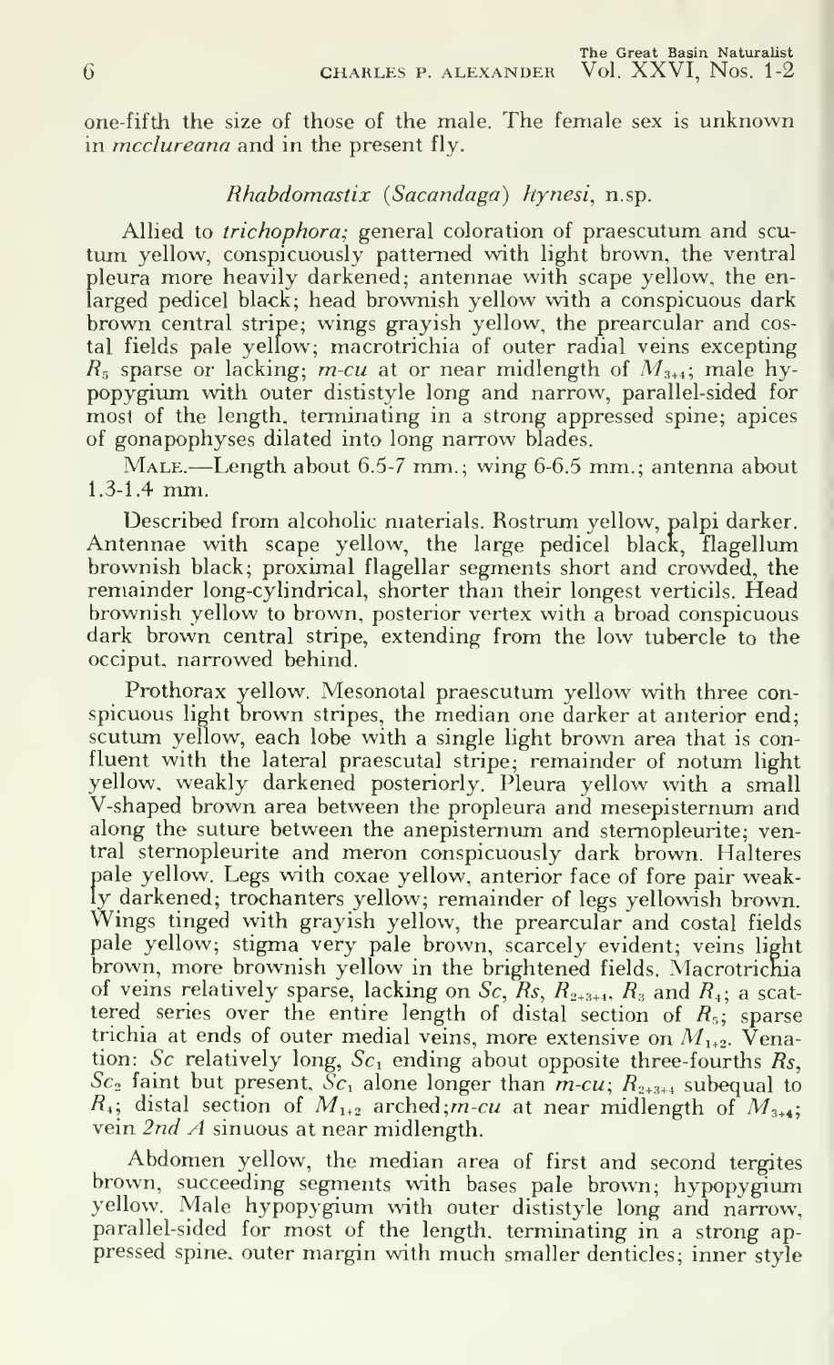one-fifth the size of those of the male. The female sex is unknown in *mcclureana* and in the present fly.

### *Rhabdomastix (Sacandaga) hynesi*, n.sp.

Allied to *trichophora;* general coloration of praescutum and scutum yellow, conspicuously patterned with light brown, the ventral pleura more heavily darkened; antennae with scape yellow, the enlarged pedicel black; head brownish yellow with a conspicuous dark brown central stripe; wings grayish yellow, the prearcular and costal fields pale yellow; macrotrichia of outer radial veins excepting $R_5$ sparse or lacking; *m-cu* at or near midlength of $M_{3+4}$; male hypopygium with outer dististyle long and narrow, parallel-sided for most of the length, terminating in a strong appressed spine; apices of gonapophyses dilated into long narrow blades.

MALE.—Length about 6.5-7 mm.; wing 6-6.5 mm.; antenna about 1.3-1.4 mm.

Described from alcoholic materials. Rostrum yellow, palpi darker. Antennae with scape yellow, the large pedicel black, flagellum brownish black; proximal flagellar segments short and crowded, the remainder long-cylindrical, shorter than their longest verticils. Head brownish yellow to brown, posterior vertex with a broad conspicuous dark brown central stripe, extending from the low tubercle to the occiput, narrowed behind.

Prothorax yellow. Mesonotal praescutum yellow with three conspicuous light brown stripes, the median one darker at anterior end; scutum yellow, each lobe with a single light brown area that is confluent with the lateral praescutal stripe; remainder of notum light yellow, weakly darkened posteriorly. Pleura yellow with a small V-shaped brown area between the propleura and mesepisternum and along the suture between the anepisternum and sternopleurite; ventral sternopleurite and meron conspicuously dark brown. Halteres pale yellow. Legs with coxae yellow, anterior face of fore pair weakly darkened; trochanters yellow; remainder of legs yellowish brown. Wings tinged with grayish yellow, the prearcular and costal fields pale yellow; stigma very pale brown, scarcely evident; veins light brown, more brownish yellow in the brightened fields. Macrotrichia of veins relatively sparse, lacking on *Sc*, *Rs*, $R_{2+3+4}$, $R_3$ and $R_4$; a scattered series over the entire length of distal section of $R_5$; sparse trichia at ends of outer medial veins, more extensive on $M_{1+2}$. Venation: *Sc* relatively long, $Sc_1$ ending about opposite three-fourths *Rs*, $Sc_2$ faint but present, $Sc_1$ alone longer than *m-cu*; $R_{2+3+4}$ subequal to $R_4$; distal section of $M_{1+2}$ arched; *m-cu* at near midlength of $M_{3+4}$; vein *2nd A* sinuous at near midlength.

Abdomen yellow, the median area of first and second tergites brown, succeeding segments with bases pale brown; hypopygium yellow. Male hypopygium with outer dististyle long and narrow, parallel-sided for most of the length, terminating in a strong appressed spine, outer margin with much smaller denticles; inner style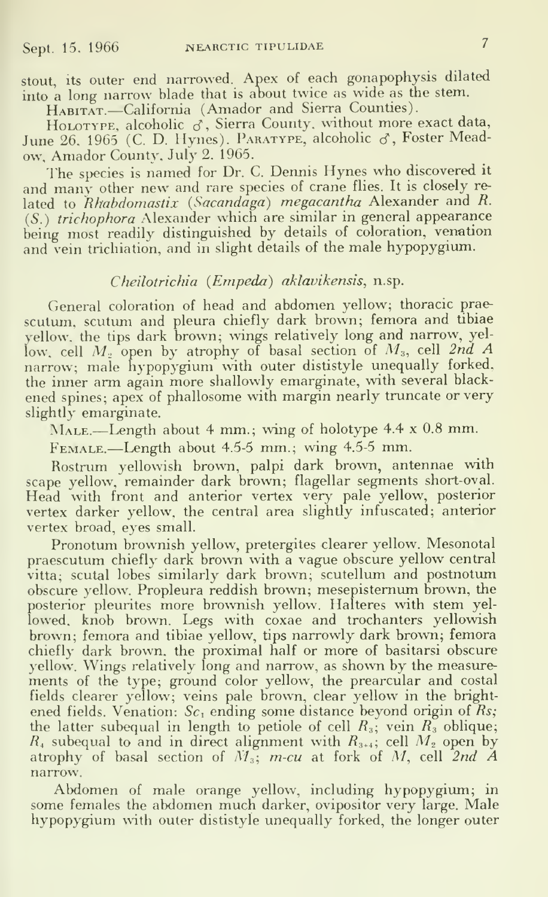stout, its outer end narrowed. Apex of each gonapophysis dilated into a long narrow blade that is about twice as wide as the stem.

HABITAT.—California (Amador and Sierra Counties).

HOLOTYPE, alcoholic ♂, Sierra County, without more exact data, June 26, 1965 (C. D. Hynes). PARATYPE, alcoholic ♂, Foster Meadow, Amador County, July 2, 1965.

The species is named for Dr. C. Dennis Hynes who discovered it and many other new and rare species of crane flies. It is closely related to *Rhabdomastix* (*Sacandaga*) *megacantha* Alexander and *R.* (*S.*) *trichophora* Alexander which are similar in general appearance being most readily distinguished by details of coloration, venation and vein trichiation, and in slight details of the male hypopygium.

### *Cheilotrichia* (*Empeda*) *aklavikensis*, n.sp.

General coloration of head and abdomen yellow; thoracic praescutum, scutum and pleura chiefly dark brown; femora and tibiae yellow, the tips dark brown; wings relatively long and narrow, yellow, cell $M_2$ open by atrophy of basal section of $M_3$, cell *2nd A* narrow; male hypopygium with outer dististyle unequally forked, the inner arm again more shallowly emarginate, with several blackened spines; apex of phallosome with margin nearly truncate or very slightly emarginate.

MALE.—Length about 4 mm.; wing of holotype 4.4 x 0.8 mm.

FEMALE.—Length about 4.5-5 mm.; wing 4.5-5 mm.

Rostrum yellowish brown, palpi dark brown, antennae with scape yellow, remainder dark brown; flagellar segments short-oval. Head with front and anterior vertex very pale yellow, posterior vertex darker yellow, the central area slightly infuscated; anterior vertex broad, eyes small.

Pronotum brownish yellow, pretergites clearer yellow. Mesonotal praescutum chiefly dark brown with a vague obscure yellow central vitta; scutal lobes similarly dark brown; scutellum and postnotum obscure yellow. Propleura reddish brown; mesepisternum brown, the posterior pleurites more brownish yellow. Halteres with stem yellowed, knob brown. Legs with coxae and trochanters yellowish brown; femora and tibiae yellow, tips narrowly dark brown; femora chiefly dark brown, the proximal half or more of basitarsi obscure yellow. Wings relatively long and narrow, as shown by the measurements of the type; ground color yellow, the prearcular and costal fields clearer yellow; veins pale brown, clear yellow in the brightened fields. Venation: $Sc_1$ ending some distance beyond origin of *Rs;* the latter subequal in length to petiole of cell $R_3$; vein $R_3$ oblique; $R_4$ subequal to and in direct alignment with $R_{3+4}$; cell $M_2$ open by atrophy of basal section of $M_3$; *m-cu* at fork of *M*, cell *2nd A* narrow.

Abdomen of male orange yellow, including hypopygium; in some females the abdomen much darker, ovipositor very large. Male hypopygium with outer dististyle unequally forked, the longer outer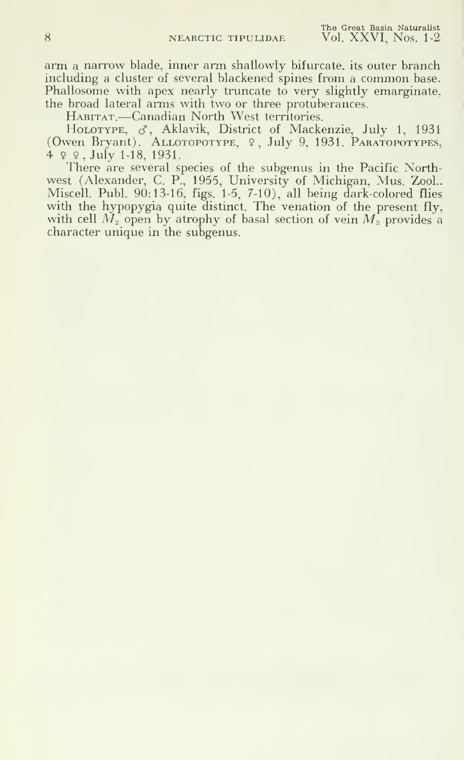arm a narrow blade, inner arm shallowly bifurcate, its outer branch including a cluster of several blackened spines from a common base. Phallosome with apex nearly truncate to very slightly emarginate, the broad lateral arms with two or three protuberances.

Habitat.—Canadian North West territories.

Holotype, ♂, Aklavik, District of Mackenzie, July 1, 1931 (Owen Bryant). Allotopotype, ♀, July 9, 1931. Paratopotypes, 4 ♀ ♀, July 1-18, 1931.

There are several species of the subgenus in the Pacific Northwest (Alexander, C. P., 1955, University of Michigan, Mus. Zool.. Miscell. Publ. 90:13-16, figs. 1-5, 7-10), all being dark-colored flies with the hypopygia quite distinct. The venation of the present fly, with cell $M_2$ open by atrophy of basal section of vein $M_3$ provides a character unique in the subgenus.